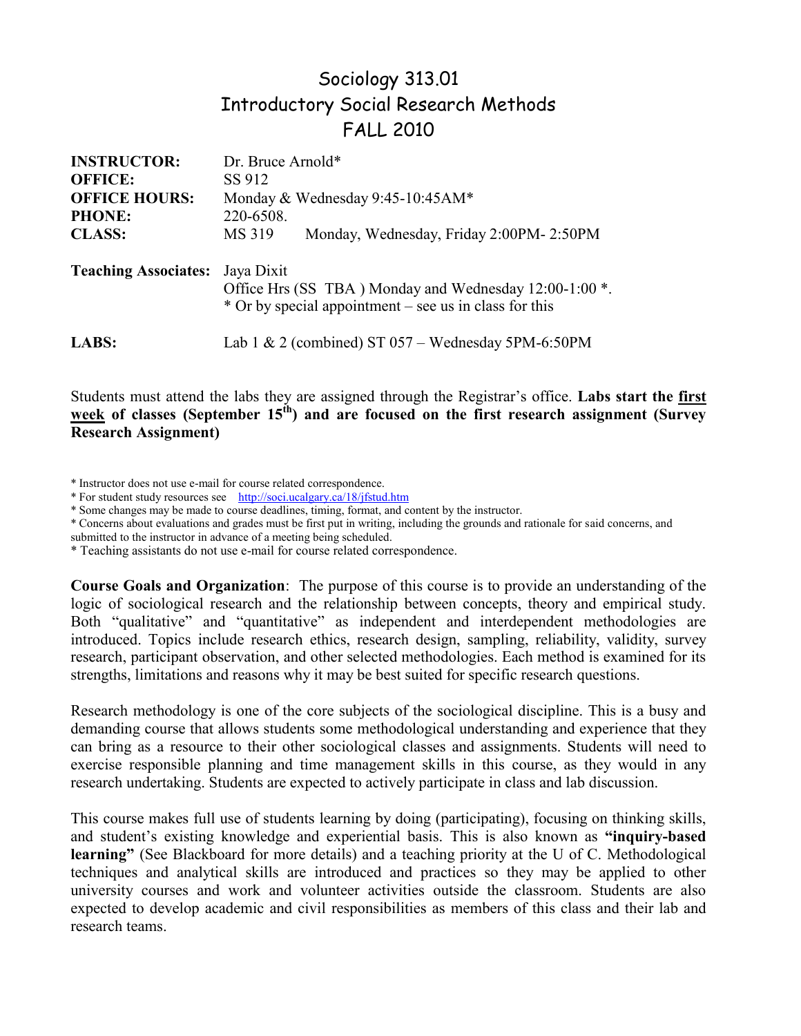# Sociology 313.01
# Introductory Social Research Methods
# FALL 2010

| | | |
|---|---|---|
| **INSTRUCTOR:** | Dr. Bruce Arnold* | |
| **OFFICE:** | SS 912 | |
| **OFFICE HOURS:** | Monday & Wednesday 9:45-10:45AM* | |
| **PHONE:** | 220-6508. | |
| **CLASS:** | MS 319 | Monday, Wednesday, Friday 2:00PM- 2:50PM |

**Teaching Associates:** Jaya Dixit
Office Hrs (SS TBA ) Monday and Wednesday 12:00-1:00 *.
* Or by special appointment – see us in class for this

**LABS:** Lab 1 & 2 (combined) ST 057 – Wednesday 5PM-6:50PM

Students must attend the labs they are assigned through the Registrar's office. **Labs start the <u>first week</u> of classes (September 15th) and are focused on the first research assignment (Survey Research Assignment)**

* Instructor does not use e-mail for course related correspondence.
* For student study resources see http://soci.ucalgary.ca/18/jfstud.htm
* Some changes may be made to course deadlines, timing, format, and content by the instructor.
* Concerns about evaluations and grades must be first put in writing, including the grounds and rationale for said concerns, and submitted to the instructor in advance of a meeting being scheduled.
* Teaching assistants do not use e-mail for course related correspondence.

**Course Goals and Organization**: The purpose of this course is to provide an understanding of the logic of sociological research and the relationship between concepts, theory and empirical study. Both "qualitative" and "quantitative" as independent and interdependent methodologies are introduced. Topics include research ethics, research design, sampling, reliability, validity, survey research, participant observation, and other selected methodologies. Each method is examined for its strengths, limitations and reasons why it may be best suited for specific research questions.

Research methodology is one of the core subjects of the sociological discipline. This is a busy and demanding course that allows students some methodological understanding and experience that they can bring as a resource to their other sociological classes and assignments. Students will need to exercise responsible planning and time management skills in this course, as they would in any research undertaking. Students are expected to actively participate in class and lab discussion.

This course makes full use of students learning by doing (participating), focusing on thinking skills, and student's existing knowledge and experiential basis. This is also known as **"inquiry-based learning"** (See Blackboard for more details) and a teaching priority at the U of C. Methodological techniques and analytical skills are introduced and practices so they may be applied to other university courses and work and volunteer activities outside the classroom. Students are also expected to develop academic and civil responsibilities as members of this class and their lab and research teams.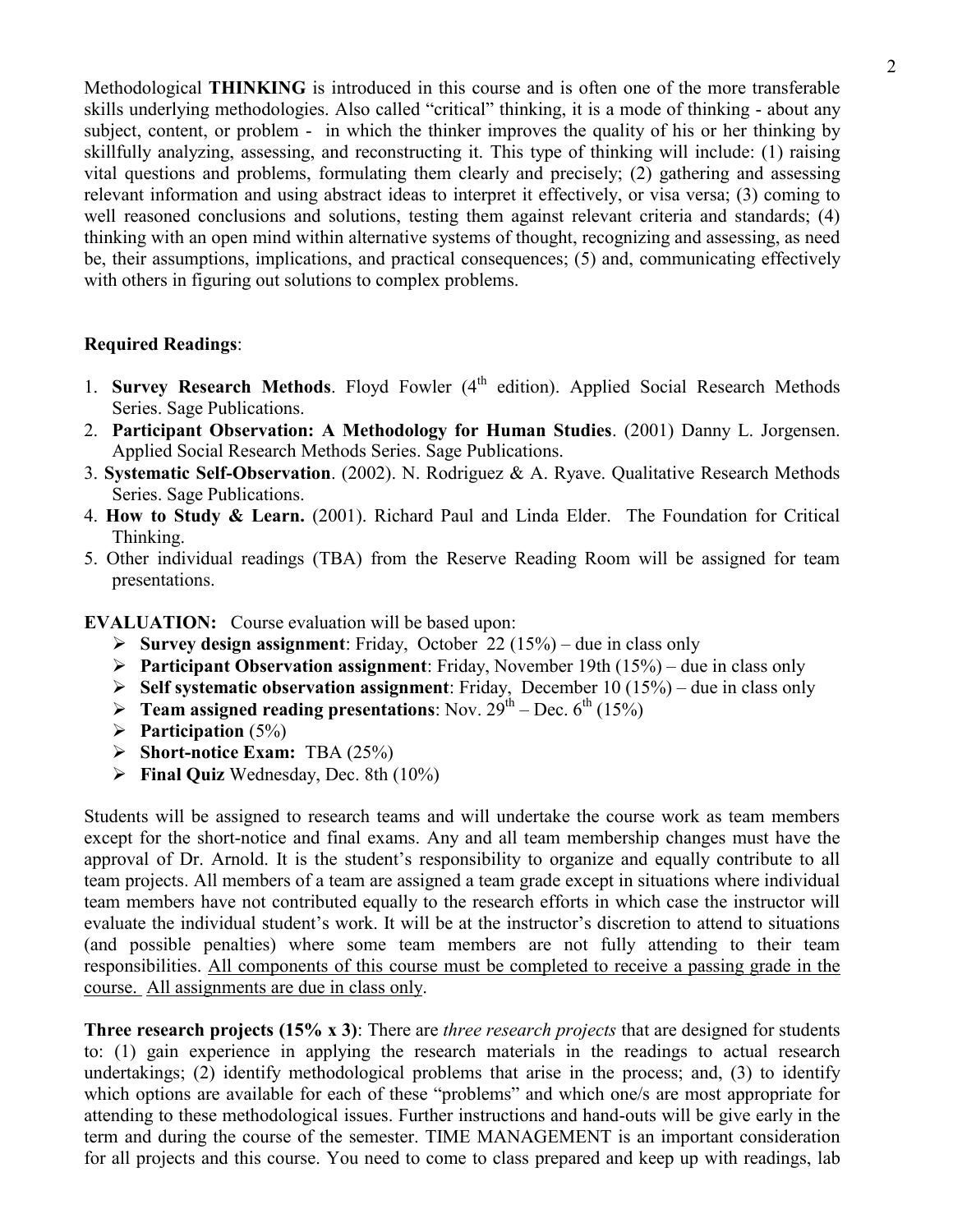Methodological **THINKING** is introduced in this course and is often one of the more transferable skills underlying methodologies. Also called "critical" thinking, it is a mode of thinking - about any subject, content, or problem - in which the thinker improves the quality of his or her thinking by skillfully analyzing, assessing, and reconstructing it. This type of thinking will include: (1) raising vital questions and problems, formulating them clearly and precisely; (2) gathering and assessing relevant information and using abstract ideas to interpret it effectively, or visa versa; (3) coming to well reasoned conclusions and solutions, testing them against relevant criteria and standards; (4) thinking with an open mind within alternative systems of thought, recognizing and assessing, as need be, their assumptions, implications, and practical consequences; (5) and, communicating effectively with others in figuring out solutions to complex problems.

**Required Readings**:

1. **Survey Research Methods**. Floyd Fowler (4th edition). Applied Social Research Methods Series. Sage Publications.
2. **Participant Observation: A Methodology for Human Studies**. (2001) Danny L. Jorgensen. Applied Social Research Methods Series. Sage Publications.
3. **Systematic Self-Observation**. (2002). N. Rodriguez & A. Ryave. Qualitative Research Methods Series. Sage Publications.
4. **How to Study & Learn.** (2001). Richard Paul and Linda Elder. The Foundation for Critical Thinking.
5. Other individual readings (TBA) from the Reserve Reading Room will be assigned for team presentations.

**EVALUATION:** Course evaluation will be based upon:

- **Survey design assignment**: Friday, October 22 (15%) – due in class only
- **Participant Observation assignment**: Friday, November 19th (15%) – due in class only
- **Self systematic observation assignment**: Friday, December 10 (15%) – due in class only
- **Team assigned reading presentations**: Nov. 29th – Dec. 6th (15%)
- **Participation** (5%)
- **Short-notice Exam:** TBA (25%)
- **Final Quiz** Wednesday, Dec. 8th (10%)

Students will be assigned to research teams and will undertake the course work as team members except for the short-notice and final exams. Any and all team membership changes must have the approval of Dr. Arnold. It is the student's responsibility to organize and equally contribute to all team projects. All members of a team are assigned a team grade except in situations where individual team members have not contributed equally to the research efforts in which case the instructor will evaluate the individual student's work. It will be at the instructor's discretion to attend to situations (and possible penalties) where some team members are not fully attending to their team responsibilities. All components of this course must be completed to receive a passing grade in the course. All assignments are due in class only.

**Three research projects (15% x 3)**: There are *three research projects* that are designed for students to: (1) gain experience in applying the research materials in the readings to actual research undertakings; (2) identify methodological problems that arise in the process; and, (3) to identify which options are available for each of these "problems" and which one/s are most appropriate for attending to these methodological issues. Further instructions and hand-outs will be give early in the term and during the course of the semester. TIME MANAGEMENT is an important consideration for all projects and this course. You need to come to class prepared and keep up with readings, lab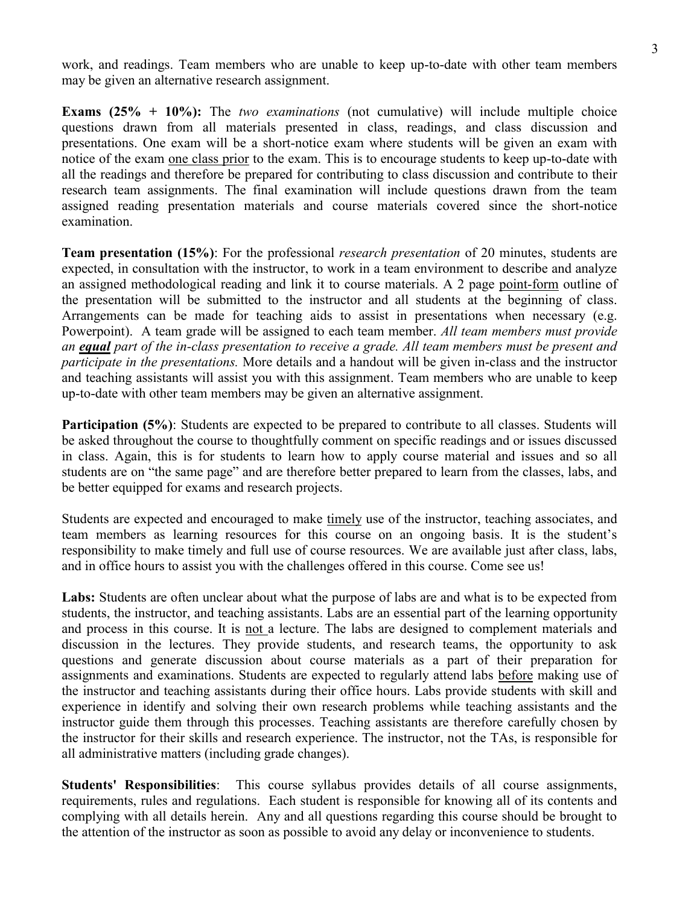work, and readings. Team members who are unable to keep up-to-date with other team members may be given an alternative research assignment.

**Exams (25% + 10%):** The *two examinations* (not cumulative) will include multiple choice questions drawn from all materials presented in class, readings, and class discussion and presentations. One exam will be a short-notice exam where students will be given an exam with notice of the exam <u>one class prior</u> to the exam. This is to encourage students to keep up-to-date with all the readings and therefore be prepared for contributing to class discussion and contribute to their research team assignments. The final examination will include questions drawn from the team assigned reading presentation materials and course materials covered since the short-notice examination.

**Team presentation (15%)**: For the professional *research presentation* of 20 minutes, students are expected, in consultation with the instructor, to work in a team environment to describe and analyze an assigned methodological reading and link it to course materials. A 2 page <u>point-form</u> outline of the presentation will be submitted to the instructor and all students at the beginning of class. Arrangements can be made for teaching aids to assist in presentations when necessary (e.g. Powerpoint). A team grade will be assigned to each team member. *All team members must provide an **<u>equal</u>** part of the in-class presentation to receive a grade. All team members must be present and participate in the presentations.* More details and a handout will be given in-class and the instructor and teaching assistants will assist you with this assignment. Team members who are unable to keep up-to-date with other team members may be given an alternative assignment.

**Participation (5%)**: Students are expected to be prepared to contribute to all classes. Students will be asked throughout the course to thoughtfully comment on specific readings and or issues discussed in class. Again, this is for students to learn how to apply course material and issues and so all students are on "the same page" and are therefore better prepared to learn from the classes, labs, and be better equipped for exams and research projects.

Students are expected and encouraged to make <u>timely</u> use of the instructor, teaching associates, and team members as learning resources for this course on an ongoing basis. It is the student's responsibility to make timely and full use of course resources. We are available just after class, labs, and in office hours to assist you with the challenges offered in this course. Come see us!

**Labs:** Students are often unclear about what the purpose of labs are and what is to be expected from students, the instructor, and teaching assistants. Labs are an essential part of the learning opportunity and process in this course. It is <u>not</u> a lecture. The labs are designed to complement materials and discussion in the lectures. They provide students, and research teams, the opportunity to ask questions and generate discussion about course materials as a part of their preparation for assignments and examinations. Students are expected to regularly attend labs <u>before</u> making use of the instructor and teaching assistants during their office hours. Labs provide students with skill and experience in identify and solving their own research problems while teaching assistants and the instructor guide them through this processes. Teaching assistants are therefore carefully chosen by the instructor for their skills and research experience. The instructor, not the TAs, is responsible for all administrative matters (including grade changes).

**Students' Responsibilities**: This course syllabus provides details of all course assignments, requirements, rules and regulations. Each student is responsible for knowing all of its contents and complying with all details herein. Any and all questions regarding this course should be brought to the attention of the instructor as soon as possible to avoid any delay or inconvenience to students.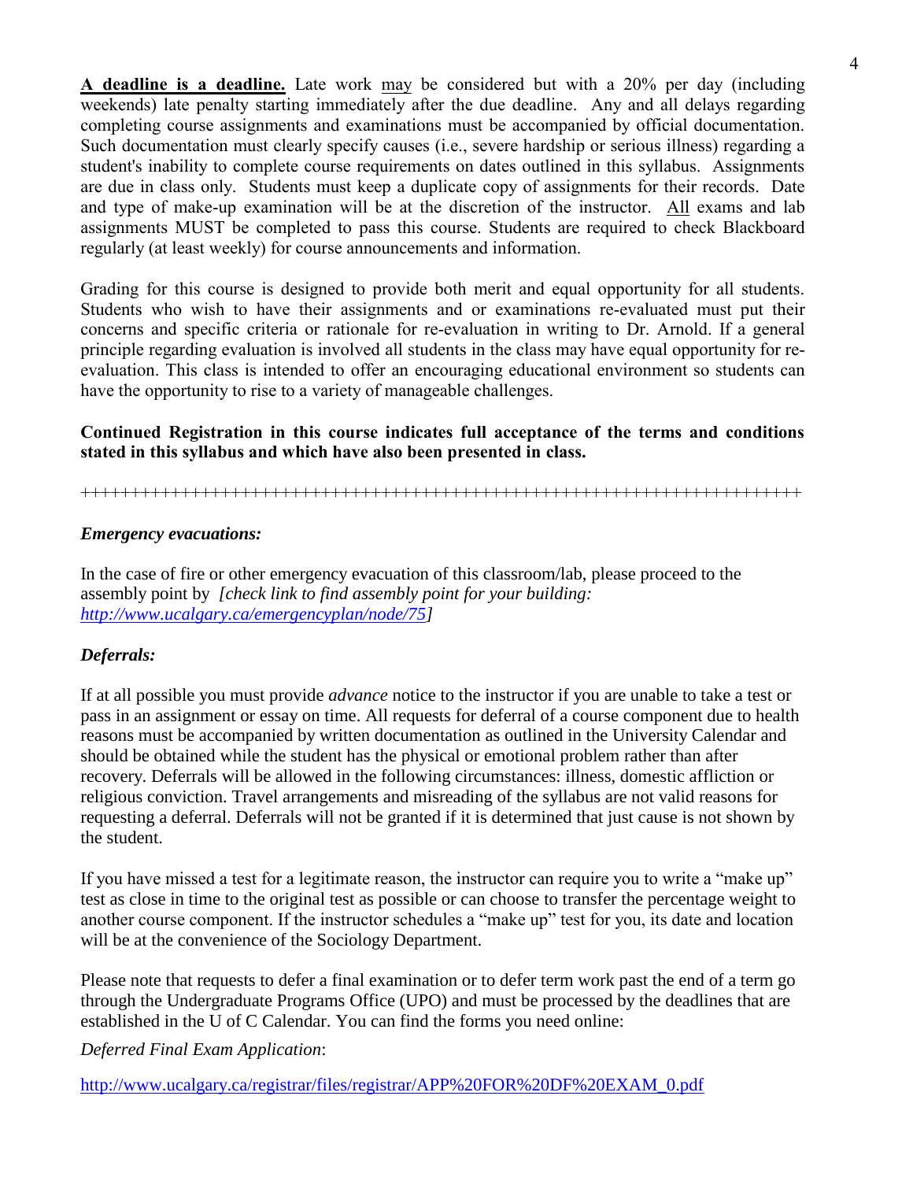**<u>A deadline is a deadline.</u>** Late work <u>may</u> be considered but with a 20% per day (including weekends) late penalty starting immediately after the due deadline. Any and all delays regarding completing course assignments and examinations must be accompanied by official documentation. Such documentation must clearly specify causes (i.e., severe hardship or serious illness) regarding a student's inability to complete course requirements on dates outlined in this syllabus. Assignments are due in class only. Students must keep a duplicate copy of assignments for their records. Date and type of make-up examination will be at the discretion of the instructor. <u>All</u> exams and lab assignments MUST be completed to pass this course. Students are required to check Blackboard regularly (at least weekly) for course announcements and information.

Grading for this course is designed to provide both merit and equal opportunity for all students. Students who wish to have their assignments and or examinations re-evaluated must put their concerns and specific criteria or rationale for re-evaluation in writing to Dr. Arnold. If a general principle regarding evaluation is involved all students in the class may have equal opportunity for re-evaluation. This class is intended to offer an encouraging educational environment so students can have the opportunity to rise to a variety of manageable challenges.

**Continued Registration in this course indicates full acceptance of the terms and conditions stated in this syllabus and which have also been presented in class.**

++++++++++++++++++++++++++++++++++++++++++++++++++++++++++++++++++++++++++

***Emergency evacuations:***

In the case of fire or other emergency evacuation of this classroom/lab, please proceed to the assembly point by *[check link to find assembly point for your building: http://www.ucalgary.ca/emergencyplan/node/75]*

***Deferrals:***

If at all possible you must provide *advance* notice to the instructor if you are unable to take a test or pass in an assignment or essay on time. All requests for deferral of a course component due to health reasons must be accompanied by written documentation as outlined in the University Calendar and should be obtained while the student has the physical or emotional problem rather than after recovery. Deferrals will be allowed in the following circumstances: illness, domestic affliction or religious conviction. Travel arrangements and misreading of the syllabus are not valid reasons for requesting a deferral. Deferrals will not be granted if it is determined that just cause is not shown by the student.

If you have missed a test for a legitimate reason, the instructor can require you to write a "make up" test as close in time to the original test as possible or can choose to transfer the percentage weight to another course component. If the instructor schedules a "make up" test for you, its date and location will be at the convenience of the Sociology Department.

Please note that requests to defer a final examination or to defer term work past the end of a term go through the Undergraduate Programs Office (UPO) and must be processed by the deadlines that are established in the U of C Calendar. You can find the forms you need online:

*Deferred Final Exam Application*:

http://www.ucalgary.ca/registrar/files/registrar/APP%20FOR%20DF%20EXAM_0.pdf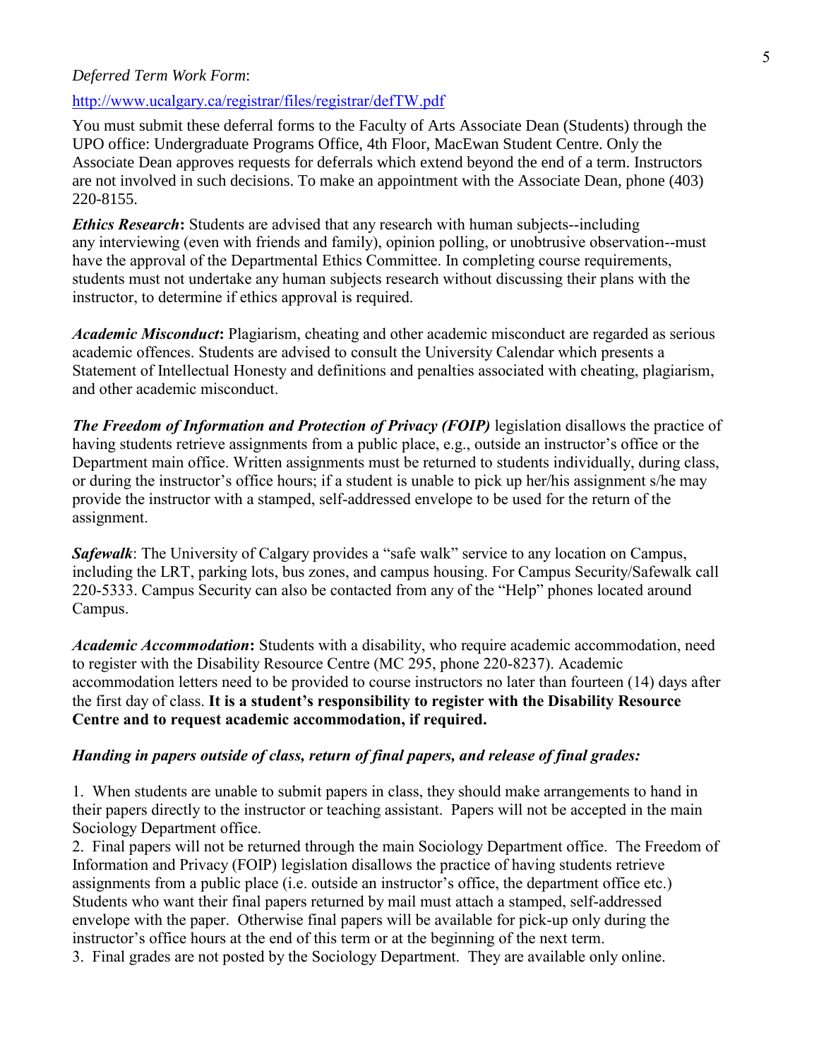*Deferred Term Work Form*:

http://www.ucalgary.ca/registrar/files/registrar/defTW.pdf

You must submit these deferral forms to the Faculty of Arts Associate Dean (Students) through the UPO office: Undergraduate Programs Office, 4th Floor, MacEwan Student Centre. Only the Associate Dean approves requests for deferrals which extend beyond the end of a term. Instructors are not involved in such decisions. To make an appointment with the Associate Dean, phone (403) 220-8155.

***Ethics Research*****:** Students are advised that any research with human subjects--including any interviewing (even with friends and family), opinion polling, or unobtrusive observation--must have the approval of the Departmental Ethics Committee. In completing course requirements, students must not undertake any human subjects research without discussing their plans with the instructor, to determine if ethics approval is required.

***Academic Misconduct*****:** Plagiarism, cheating and other academic misconduct are regarded as serious academic offences. Students are advised to consult the University Calendar which presents a Statement of Intellectual Honesty and definitions and penalties associated with cheating, plagiarism, and other academic misconduct.

***The Freedom of Information and Protection of Privacy (FOIP)*** legislation disallows the practice of having students retrieve assignments from a public place, e.g., outside an instructor's office or the Department main office. Written assignments must be returned to students individually, during class, or during the instructor's office hours; if a student is unable to pick up her/his assignment s/he may provide the instructor with a stamped, self-addressed envelope to be used for the return of the assignment.

***Safewalk***: The University of Calgary provides a "safe walk" service to any location on Campus, including the LRT, parking lots, bus zones, and campus housing. For Campus Security/Safewalk call 220-5333. Campus Security can also be contacted from any of the "Help" phones located around Campus.

***Academic Accommodation*****:** Students with a disability, who require academic accommodation, need to register with the Disability Resource Centre (MC 295, phone 220-8237). Academic accommodation letters need to be provided to course instructors no later than fourteen (14) days after the first day of class. **It is a student's responsibility to register with the Disability Resource Centre and to request academic accommodation, if required.**

***Handing in papers outside of class, return of final papers, and release of final grades:***

1. When students are unable to submit papers in class, they should make arrangements to hand in their papers directly to the instructor or teaching assistant. Papers will not be accepted in the main Sociology Department office.
2. Final papers will not be returned through the main Sociology Department office. The Freedom of Information and Privacy (FOIP) legislation disallows the practice of having students retrieve assignments from a public place (i.e. outside an instructor's office, the department office etc.) Students who want their final papers returned by mail must attach a stamped, self-addressed envelope with the paper. Otherwise final papers will be available for pick-up only during the instructor's office hours at the end of this term or at the beginning of the next term.
3. Final grades are not posted by the Sociology Department. They are available only online.